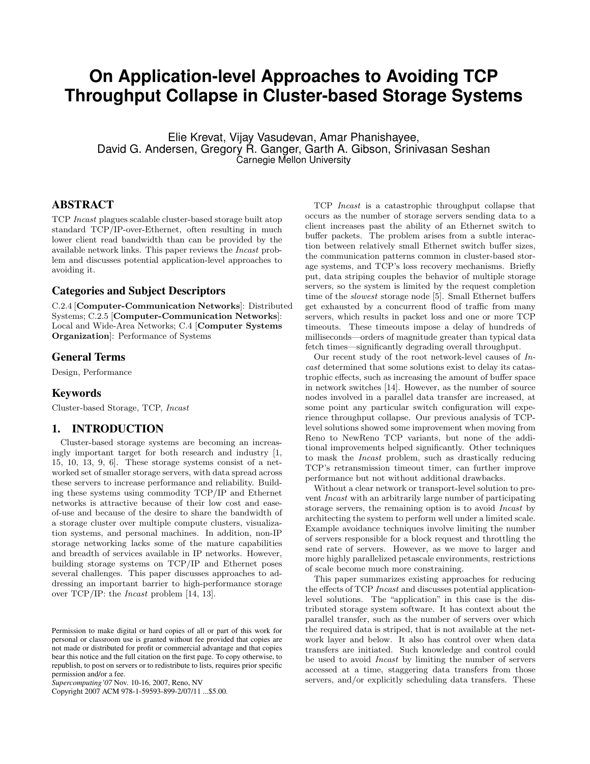# On Application-level Approaches to Avoiding TCP Throughput Collapse in Cluster-based Storage Systems

Elie Krevat, Vijay Vasudevan, Amar Phanishayee,
David G. Andersen, Gregory R. Ganger, Garth A. Gibson, Srinivasan Seshan
Carnegie Mellon University

## ABSTRACT

TCP *Incast* plagues scalable cluster-based storage built atop standard TCP/IP-over-Ethernet, often resulting in much lower client read bandwidth than can be provided by the available network links. This paper reviews the *Incast* problem and discusses potential application-level approaches to avoiding it.

### Categories and Subject Descriptors

C.2.4 [**Computer-Communication Networks**]: Distributed Systems; C.2.5 [**Computer-Communication Networks**]: Local and Wide-Area Networks; C.4 [**Computer Systems Organization**]: Performance of Systems

### General Terms

Design, Performance

### Keywords

Cluster-based Storage, TCP, *Incast*

## 1. INTRODUCTION

Cluster-based storage systems are becoming an increasingly important target for both research and industry [1, 15, 10, 13, 9, 6]. These storage systems consist of a networked set of smaller storage servers, with data spread across these servers to increase performance and reliability. Building these systems using commodity TCP/IP and Ethernet networks is attractive because of their low cost and ease-of-use and because of the desire to share the bandwidth of a storage cluster over multiple compute clusters, visualization systems, and personal machines. In addition, non-IP storage networking lacks some of the mature capabilities and breadth of services available in IP networks. However, building storage systems on TCP/IP and Ethernet poses several challenges. This paper discusses approaches to addressing an important barrier to high-performance storage over TCP/IP: the *Incast* problem [14, 13].

Permission to make digital or hard copies of all or part of this work for personal or classroom use is granted without fee provided that copies are not made or distributed for profit or commercial advantage and that copies bear this notice and the full citation on the first page. To copy otherwise, to republish, to post on servers or to redistribute to lists, requires prior specific permission and/or a fee.
*Supercomputing'07* Nov. 10-16, 2007, Reno, NV
Copyright 2007 ACM 978-1-59593-899-2/07/11 ...$5.00.

TCP *Incast* is a catastrophic throughput collapse that occurs as the number of storage servers sending data to a client increases past the ability of an Ethernet switch to buffer packets. The problem arises from a subtle interaction between relatively small Ethernet switch buffer sizes, the communication patterns common in cluster-based storage systems, and TCP's loss recovery mechanisms. Briefly put, data striping couples the behavior of multiple storage servers, so the system is limited by the request completion time of the *slowest* storage node [5]. Small Ethernet buffers get exhausted by a concurrent flood of traffic from many servers, which results in packet loss and one or more TCP timeouts. These timeouts impose a delay of hundreds of milliseconds—orders of magnitude greater than typical data fetch times—significantly degrading overall throughput.

Our recent study of the root network-level causes of *Incast* determined that some solutions exist to delay its catastrophic effects, such as increasing the amount of buffer space in network switches [14]. However, as the number of source nodes involved in a parallel data transfer are increased, at some point any particular switch configuration will experience throughput collapse. Our previous analysis of TCP-level solutions showed some improvement when moving from Reno to NewReno TCP variants, but none of the additional improvements helped significantly. Other techniques to mask the *Incast* problem, such as drastically reducing TCP's retransmission timeout timer, can further improve performance but not without additional drawbacks.

Without a clear network or transport-level solution to prevent *Incast* with an arbitrarily large number of participating storage servers, the remaining option is to avoid *Incast* by architecting the system to perform well under a limited scale. Example avoidance techniques involve limiting the number of servers responsible for a block request and throttling the send rate of servers. However, as we move to larger and more highly parallelized petascale environments, restrictions of scale become much more constraining.

This paper summarizes existing approaches for reducing the effects of TCP *Incast* and discusses potential application-level solutions. The "application" in this case is the distributed storage system software. It has context about the parallel transfer, such as the number of servers over which the required data is striped, that is not available at the network layer and below. It also has control over when data transfers are initiated. Such knowledge and control could be used to avoid *Incast* by limiting the number of servers accessed at a time, staggering data transfers from those servers, and/or explicitly scheduling data transfers. These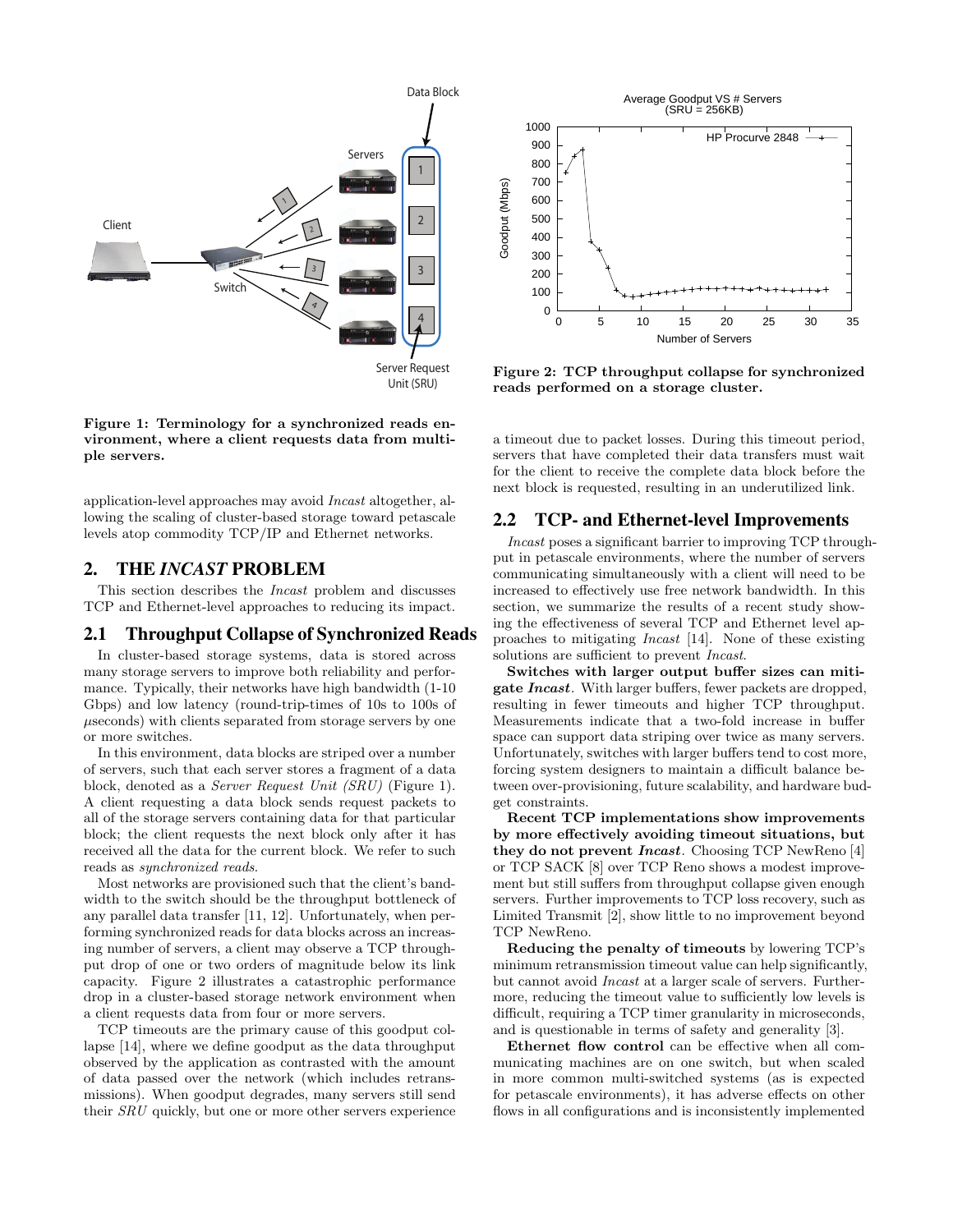Figure 1: Terminology for a synchronized reads environment, where a client requests data from multiple servers.

application-level approaches may avoid *Incast* altogether, allowing the scaling of cluster-based storage toward petascale levels atop commodity TCP/IP and Ethernet networks.

## 2. THE *INCAST* PROBLEM

This section describes the *Incast* problem and discusses TCP and Ethernet-level approaches to reducing its impact.

### 2.1 Throughput Collapse of Synchronized Reads

In cluster-based storage systems, data is stored across many storage servers to improve both reliability and performance. Typically, their networks have high bandwidth (1-10 Gbps) and low latency (round-trip-times of 10s to 100s of $\mu$seconds) with clients separated from storage servers by one or more switches.

In this environment, data blocks are striped over a number of servers, such that each server stores a fragment of a data block, denoted as a *Server Request Unit (SRU)* (Figure 1). A client requesting a data block sends request packets to all of the storage servers containing data for that particular block; the client requests the next block only after it has received all the data for the current block. We refer to such reads as *synchronized reads*.

Most networks are provisioned such that the client's bandwidth to the switch should be the throughput bottleneck of any parallel data transfer [11, 12]. Unfortunately, when performing synchronized reads for data blocks across an increasing number of servers, a client may observe a TCP throughput drop of one or two orders of magnitude below its link capacity. Figure 2 illustrates a catastrophic performance drop in a cluster-based storage network environment when a client requests data from four or more servers.

TCP timeouts are the primary cause of this goodput collapse [14], where we define goodput as the data throughput observed by the application as contrasted with the amount of data passed over the network (which includes retransmissions). When goodput degrades, many servers still send their *SRU* quickly, but one or more other servers experience a timeout due to packet losses. During this timeout period, servers that have completed their data transfers must wait for the client to receive the complete data block before the next block is requested, resulting in an underutilized link.

Figure 2: TCP throughput collapse for synchronized reads performed on a storage cluster.

### 2.2 TCP- and Ethernet-level Improvements

*Incast* poses a significant barrier to improving TCP throughput in petascale environments, where the number of servers communicating simultaneously with a client will need to be increased to effectively use free network bandwidth. In this section, we summarize the results of a recent study showing the effectiveness of several TCP and Ethernet level approaches to mitigating *Incast* [14]. None of these existing solutions are sufficient to prevent *Incast*.

**Switches with larger output buffer sizes can mitigate *Incast*.** With larger buffers, fewer packets are dropped, resulting in fewer timeouts and higher TCP throughput. Measurements indicate that a two-fold increase in buffer space can support data striping over twice as many servers. Unfortunately, switches with larger buffers tend to cost more, forcing system designers to maintain a difficult balance between over-provisioning, future scalability, and hardware budget constraints.

**Recent TCP implementations show improvements by more effectively avoiding timeout situations, but they do not prevent *Incast*.** Choosing TCP NewReno [4] or TCP SACK [8] over TCP Reno shows a modest improvement but still suffers from throughput collapse given enough servers. Further improvements to TCP loss recovery, such as Limited Transmit [2], show little to no improvement beyond TCP NewReno.

**Reducing the penalty of timeouts** by lowering TCP's minimum retransmission timeout value can help significantly, but cannot avoid *Incast* at a larger scale of servers. Furthermore, reducing the timeout value to sufficiently low levels is difficult, requiring a TCP timer granularity in microseconds, and is questionable in terms of safety and generality [3].

**Ethernet flow control** can be effective when all communicating machines are on one switch, but when scaled in more common multi-switched systems (as is expected for petascale environments), it has adverse effects on other flows in all configurations and is inconsistently implemented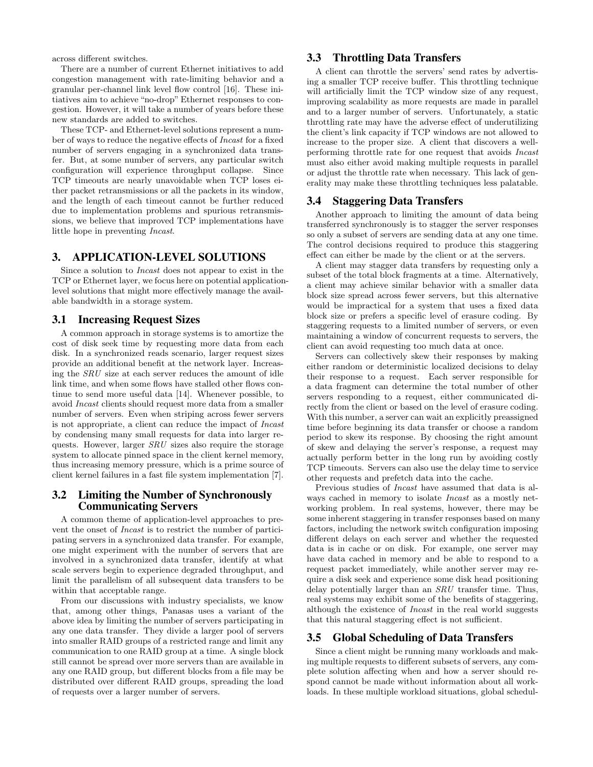across different switches.

There are a number of current Ethernet initiatives to add congestion management with rate-limiting behavior and a granular per-channel link level flow control [16]. These initiatives aim to achieve "no-drop" Ethernet responses to congestion. However, it will take a number of years before these new standards are added to switches.

These TCP- and Ethernet-level solutions represent a number of ways to reduce the negative effects of *Incast* for a fixed number of servers engaging in a synchronized data transfer. But, at some number of servers, any particular switch configuration will experience throughput collapse. Since TCP timeouts are nearly unavoidable when TCP loses either packet retransmissions or all the packets in its window, and the length of each timeout cannot be further reduced due to implementation problems and spurious retransmissions, we believe that improved TCP implementations have little hope in preventing *Incast*.

## 3. APPLICATION-LEVEL SOLUTIONS

Since a solution to *Incast* does not appear to exist in the TCP or Ethernet layer, we focus here on potential application-level solutions that might more effectively manage the available bandwidth in a storage system.

### 3.1 Increasing Request Sizes

A common approach in storage systems is to amortize the cost of disk seek time by requesting more data from each disk. In a synchronized reads scenario, larger request sizes provide an additional benefit at the network layer. Increasing the *SRU* size at each server reduces the amount of idle link time, and when some flows have stalled other flows continue to send more useful data [14]. Whenever possible, to avoid *Incast* clients should request more data from a smaller number of servers. Even when striping across fewer servers is not appropriate, a client can reduce the impact of *Incast* by condensing many small requests for data into larger requests. However, larger *SRU* sizes also require the storage system to allocate pinned space in the client kernel memory, thus increasing memory pressure, which is a prime source of client kernel failures in a fast file system implementation [7].

### 3.2 Limiting the Number of Synchronously Communicating Servers

A common theme of application-level approaches to prevent the onset of *Incast* is to restrict the number of participating servers in a synchronized data transfer. For example, one might experiment with the number of servers that are involved in a synchronized data transfer, identify at what scale servers begin to experience degraded throughput, and limit the parallelism of all subsequent data transfers to be within that acceptable range.

From our discussions with industry specialists, we know that, among other things, Panasas uses a variant of the above idea by limiting the number of servers participating in any one data transfer. They divide a larger pool of servers into smaller RAID groups of a restricted range and limit any communication to one RAID group at a time. A single block still cannot be spread over more servers than are available in any one RAID group, but different blocks from a file may be distributed over different RAID groups, spreading the load of requests over a larger number of servers.

### 3.3 Throttling Data Transfers

A client can throttle the servers' send rates by advertising a smaller TCP receive buffer. This throttling technique will artificially limit the TCP window size of any request, improving scalability as more requests are made in parallel and to a larger number of servers. Unfortunately, a static throttling rate may have the adverse effect of underutilizing the client's link capacity if TCP windows are not allowed to increase to the proper size. A client that discovers a well-performing throttle rate for one request that avoids *Incast* must also either avoid making multiple requests in parallel or adjust the throttle rate when necessary. This lack of generality may make these throttling techniques less palatable.

### 3.4 Staggering Data Transfers

Another approach to limiting the amount of data being transferred synchronously is to stagger the server responses so only a subset of servers are sending data at any one time. The control decisions required to produce this staggering effect can either be made by the client or at the servers.

A client may stagger data transfers by requesting only a subset of the total block fragments at a time. Alternatively, a client may achieve similar behavior with a smaller data block size spread across fewer servers, but this alternative would be impractical for a system that uses a fixed data block size or prefers a specific level of erasure coding. By staggering requests to a limited number of servers, or even maintaining a window of concurrent requests to servers, the client can avoid requesting too much data at once.

Servers can collectively skew their responses by making either random or deterministic localized decisions to delay their response to a request. Each server responsible for a data fragment can determine the total number of other servers responding to a request, either communicated directly from the client or based on the level of erasure coding. With this number, a server can wait an explicitly preassigned time before beginning its data transfer or choose a random period to skew its response. By choosing the right amount of skew and delaying the server's response, a request may actually perform better in the long run by avoiding costly TCP timeouts. Servers can also use the delay time to service other requests and prefetch data into the cache.

Previous studies of *Incast* have assumed that data is always cached in memory to isolate *Incast* as a mostly networking problem. In real systems, however, there may be some inherent staggering in transfer responses based on many factors, including the network switch configuration imposing different delays on each server and whether the requested data is in cache or on disk. For example, one server may have data cached in memory and be able to respond to a request packet immediately, while another server may require a disk seek and experience some disk head positioning delay potentially larger than an *SRU* transfer time. Thus, real systems may exhibit some of the benefits of staggering, although the existence of *Incast* in the real world suggests that this natural staggering effect is not sufficient.

### 3.5 Global Scheduling of Data Transfers

Since a client might be running many workloads and making multiple requests to different subsets of servers, any complete solution affecting when and how a server should respond cannot be made without information about all workloads. In these multiple workload situations, global schedul-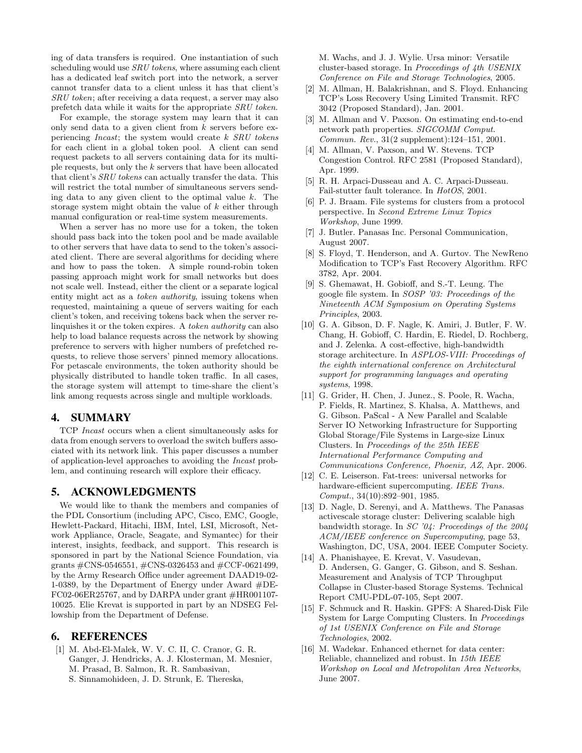ing of data transfers is required. One instantiation of such scheduling would use *SRU tokens*, where assuming each client has a dedicated leaf switch port into the network, a server cannot transfer data to a client unless it has that client's *SRU token*; after receiving a data request, a server may also prefetch data while it waits for the appropriate *SRU token*.

For example, the storage system may learn that it can only send data to a given client from $k$ servers before experiencing *Incast*; the system would create $k$ *SRU tokens* for each client in a global token pool. A client can send request packets to all servers containing data for its multiple requests, but only the $k$ servers that have been allocated that client's *SRU tokens* can actually transfer the data. This will restrict the total number of simultaneous servers sending data to any given client to the optimal value $k$. The storage system might obtain the value of $k$ either through manual configuration or real-time system measurements.

When a server has no more use for a token, the token should pass back into the token pool and be made available to other servers that have data to send to the token's associated client. There are several algorithms for deciding where and how to pass the token. A simple round-robin token passing approach might work for small networks but does not scale well. Instead, either the client or a separate logical entity might act as a *token authority*, issuing tokens when requested, maintaining a queue of servers waiting for each client's token, and receiving tokens back when the server relinquishes it or the token expires. A *token authority* can also help to load balance requests across the network by showing preference to servers with higher numbers of prefetched requests, to relieve those servers' pinned memory allocations. For petascale environments, the token authority should be physically distributed to handle token traffic. In all cases, the storage system will attempt to time-share the client's link among requests across single and multiple workloads.

## 4. SUMMARY

TCP *Incast* occurs when a client simultaneously asks for data from enough servers to overload the switch buffers associated with its network link. This paper discusses a number of application-level approaches to avoiding the *Incast* problem, and continuing research will explore their efficacy.

## 5. ACKNOWLEDGMENTS

We would like to thank the members and companies of the PDL Consortium (including APC, Cisco, EMC, Google, Hewlett-Packard, Hitachi, IBM, Intel, LSI, Microsoft, Network Appliance, Oracle, Seagate, and Symantec) for their interest, insights, feedback, and support. This research is sponsored in part by the National Science Foundation, via grants #CNS-0546551, #CNS-0326453 and #CCF-0621499, by the Army Research Office under agreement DAAD19-02-1-0389, by the Department of Energy under Award #DE-FC02-06ER25767, and by DARPA under grant #HR001107-10025. Elie Krevat is supported in part by an NDSEG Fellowship from the Department of Defense.

## 6. REFERENCES

[1] M. Abd-El-Malek, W. V. C. II, C. Cranor, G. R. Ganger, J. Hendricks, A. J. Klosterman, M. Mesnier, M. Prasad, B. Salmon, R. R. Sambasivan, S. Sinnamohideen, J. D. Strunk, E. Thereska, M. Wachs, and J. J. Wylie. Ursa minor: Versatile cluster-based storage. In *Proceedings of 4th USENIX Conference on File and Storage Technologies*, 2005.

[2] M. Allman, H. Balakrishnan, and S. Floyd. Enhancing TCP's Loss Recovery Using Limited Transmit. RFC 3042 (Proposed Standard), Jan. 2001.

[3] M. Allman and V. Paxson. On estimating end-to-end network path properties. *SIGCOMM Comput. Commun. Rev.*, 31(2 supplement):124–151, 2001.

[4] M. Allman, V. Paxson, and W. Stevens. TCP Congestion Control. RFC 2581 (Proposed Standard), Apr. 1999.

[5] R. H. Arpaci-Dusseau and A. C. Arpaci-Dusseau. Fail-stutter fault tolerance. In *HotOS*, 2001.

[6] P. J. Braam. File systems for clusters from a protocol perspective. In *Second Extreme Linux Topics Workshop*, June 1999.

[7] J. Butler. Panasas Inc. Personal Communication, August 2007.

[8] S. Floyd, T. Henderson, and A. Gurtov. The NewReno Modification to TCP's Fast Recovery Algorithm. RFC 3782, Apr. 2004.

[9] S. Ghemawat, H. Gobioff, and S.-T. Leung. The google file system. In *SOSP '03: Proceedings of the Nineteenth ACM Symposium on Operating Systems Principles*, 2003.

[10] G. A. Gibson, D. F. Nagle, K. Amiri, J. Butler, F. W. Chang, H. Gobioff, C. Hardin, E. Riedel, D. Rochberg, and J. Zelenka. A cost-effective, high-bandwidth storage architecture. In *ASPLOS-VIII: Proceedings of the eighth international conference on Architectural support for programming languages and operating systems*, 1998.

[11] G. Grider, H. Chen, J. Junez., S. Poole, R. Wacha, P. Fields, R. Martinez, S. Khalsa, A. Matthews, and G. Gibson. PaScal - A New Parallel and Scalable Server IO Networking Infrastructure for Supporting Global Storage/File Systems in Large-size Linux Clusters. In *Proceedings of the 25th IEEE International Performance Computing and Communications Conference, Phoenix, AZ*, Apr. 2006.

[12] C. E. Leiserson. Fat-trees: universal networks for hardware-efficient supercomputing. *IEEE Trans. Comput.*, 34(10):892–901, 1985.

[13] D. Nagle, D. Serenyi, and A. Matthews. The Panasas activescale storage cluster: Delivering scalable high bandwidth storage. In *SC '04: Proceedings of the 2004 ACM/IEEE conference on Supercomputing*, page 53, Washington, DC, USA, 2004. IEEE Computer Society.

[14] A. Phanishayee, E. Krevat, V. Vasudevan, D. Andersen, G. Ganger, G. Gibson, and S. Seshan. Measurement and Analysis of TCP Throughput Collapse in Cluster-based Storage Systems. Technical Report CMU-PDL-07-105, Sept 2007.

[15] F. Schmuck and R. Haskin. GPFS: A Shared-Disk File System for Large Computing Clusters. In *Proceedings of 1st USENIX Conference on File and Storage Technologies*, 2002.

[16] M. Wadekar. Enhanced ethernet for data center: Reliable, channelized and robust. In *15th IEEE Workshop on Local and Metropolitan Area Networks*, June 2007.